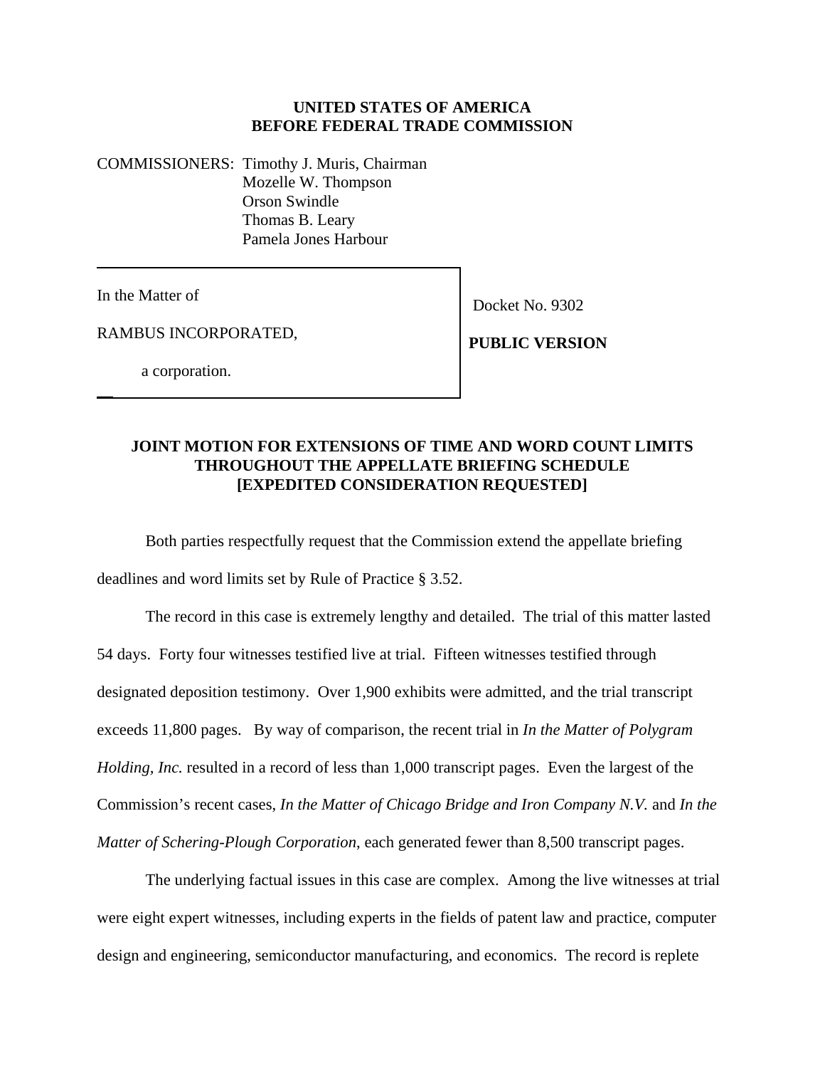**UNITED STATES OF AMERICA**
**BEFORE FEDERAL TRADE COMMISSION**

COMMISSIONERS: Timothy J. Muris, Chairman
Mozelle W. Thompson
Orson Swindle
Thomas B. Leary
Pamela Jones Harbour

| | |
|---|---|
| In the Matter of<br><br>RAMBUS INCORPORATED,<br><br>a corporation. | Docket No. 9302<br><br>**PUBLIC VERSION** |

**JOINT MOTION FOR EXTENSIONS OF TIME AND WORD COUNT LIMITS THROUGHOUT THE APPELLATE BRIEFING SCHEDULE [EXPEDITED CONSIDERATION REQUESTED]**

Both parties respectfully request that the Commission extend the appellate briefing deadlines and word limits set by Rule of Practice § 3.52.

The record in this case is extremely lengthy and detailed. The trial of this matter lasted 54 days. Forty four witnesses testified live at trial. Fifteen witnesses testified through designated deposition testimony. Over 1,900 exhibits were admitted, and the trial transcript exceeds 11,800 pages. By way of comparison, the recent trial in *In the Matter of Polygram Holding, Inc.* resulted in a record of less than 1,000 transcript pages. Even the largest of the Commission's recent cases, *In the Matter of Chicago Bridge and Iron Company N.V.* and *In the Matter of Schering-Plough Corporation*, each generated fewer than 8,500 transcript pages.

The underlying factual issues in this case are complex. Among the live witnesses at trial were eight expert witnesses, including experts in the fields of patent law and practice, computer design and engineering, semiconductor manufacturing, and economics. The record is replete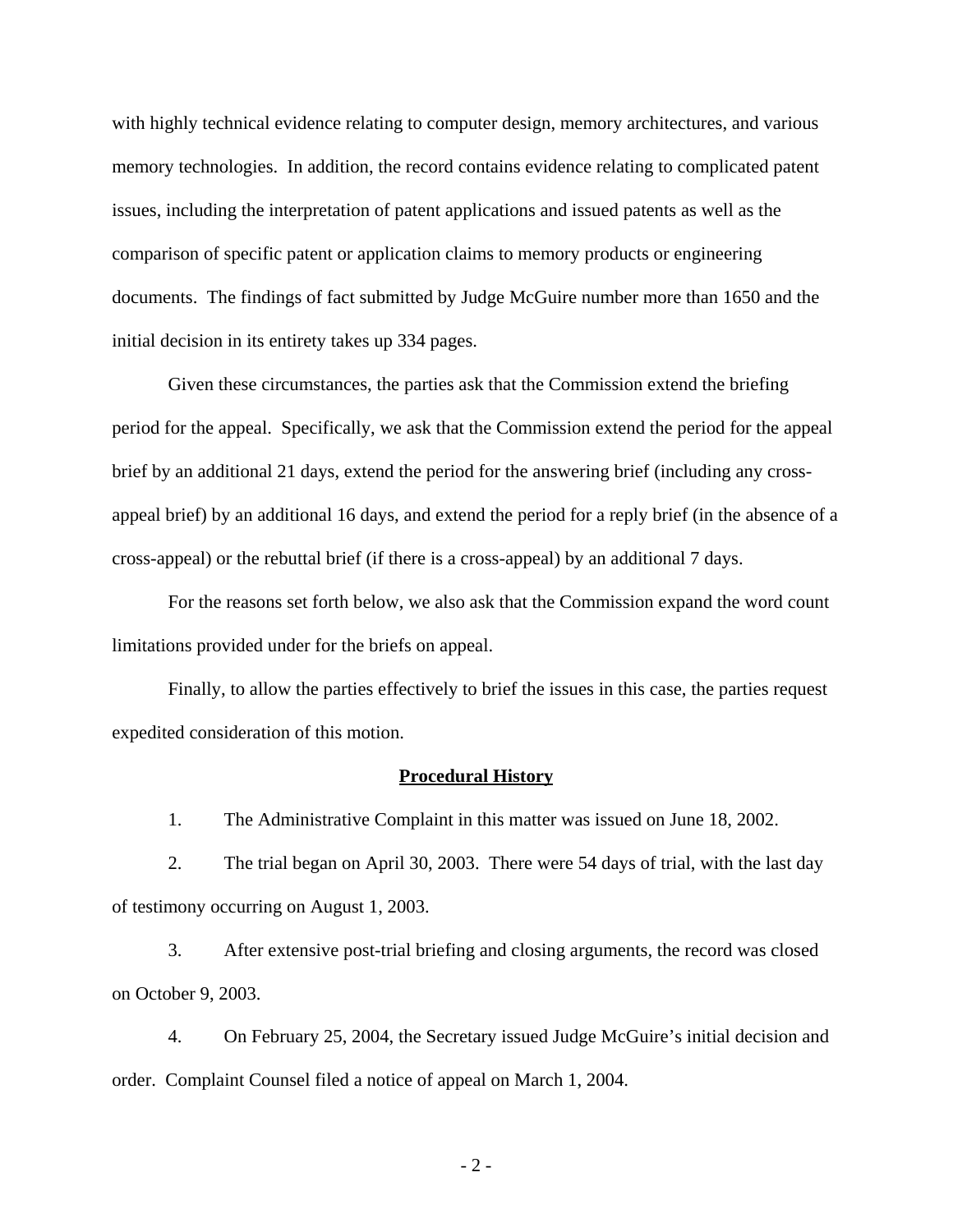with highly technical evidence relating to computer design, memory architectures, and various memory technologies. In addition, the record contains evidence relating to complicated patent issues, including the interpretation of patent applications and issued patents as well as the comparison of specific patent or application claims to memory products or engineering documents. The findings of fact submitted by Judge McGuire number more than 1650 and the initial decision in its entirety takes up 334 pages.

Given these circumstances, the parties ask that the Commission extend the briefing period for the appeal. Specifically, we ask that the Commission extend the period for the appeal brief by an additional 21 days, extend the period for the answering brief (including any cross-appeal brief) by an additional 16 days, and extend the period for a reply brief (in the absence of a cross-appeal) or the rebuttal brief (if there is a cross-appeal) by an additional 7 days.

For the reasons set forth below, we also ask that the Commission expand the word count limitations provided under for the briefs on appeal.

Finally, to allow the parties effectively to brief the issues in this case, the parties request expedited consideration of this motion.

**Procedural History**

1. The Administrative Complaint in this matter was issued on June 18, 2002.

2. The trial began on April 30, 2003. There were 54 days of trial, with the last day of testimony occurring on August 1, 2003.

3. After extensive post-trial briefing and closing arguments, the record was closed on October 9, 2003.

4. On February 25, 2004, the Secretary issued Judge McGuire's initial decision and order. Complaint Counsel filed a notice of appeal on March 1, 2004.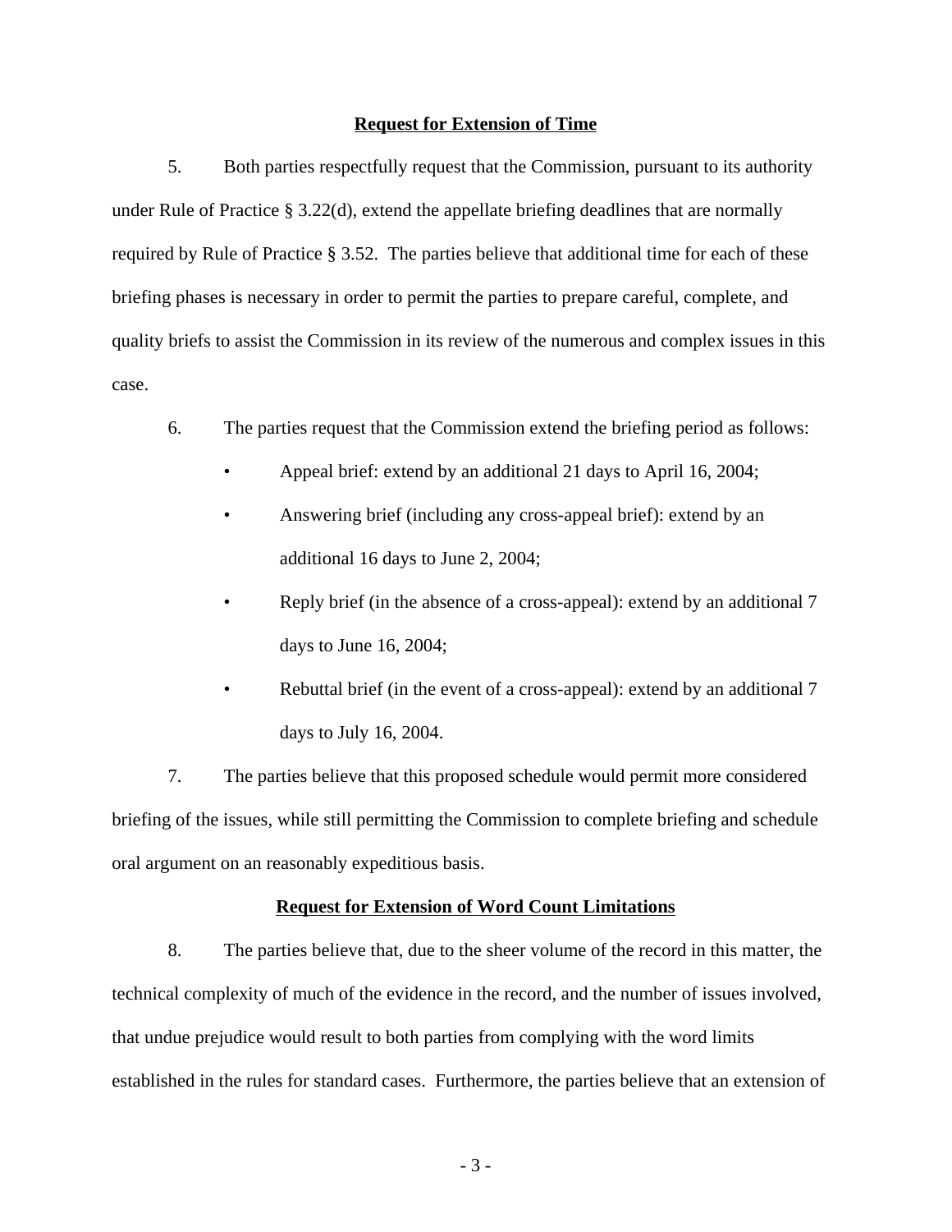**Request for Extension of Time**

5. Both parties respectfully request that the Commission, pursuant to its authority under Rule of Practice § 3.22(d), extend the appellate briefing deadlines that are normally required by Rule of Practice § 3.52. The parties believe that additional time for each of these briefing phases is necessary in order to permit the parties to prepare careful, complete, and quality briefs to assist the Commission in its review of the numerous and complex issues in this case.

6. The parties request that the Commission extend the briefing period as follows:

- Appeal brief: extend by an additional 21 days to April 16, 2004;
- Answering brief (including any cross-appeal brief): extend by an additional 16 days to June 2, 2004;
- Reply brief (in the absence of a cross-appeal): extend by an additional 7 days to June 16, 2004;
- Rebuttal brief (in the event of a cross-appeal): extend by an additional 7 days to July 16, 2004.

7. The parties believe that this proposed schedule would permit more considered briefing of the issues, while still permitting the Commission to complete briefing and schedule oral argument on an reasonably expeditious basis.

**Request for Extension of Word Count Limitations**

8. The parties believe that, due to the sheer volume of the record in this matter, the technical complexity of much of the evidence in the record, and the number of issues involved, that undue prejudice would result to both parties from complying with the word limits established in the rules for standard cases. Furthermore, the parties believe that an extension of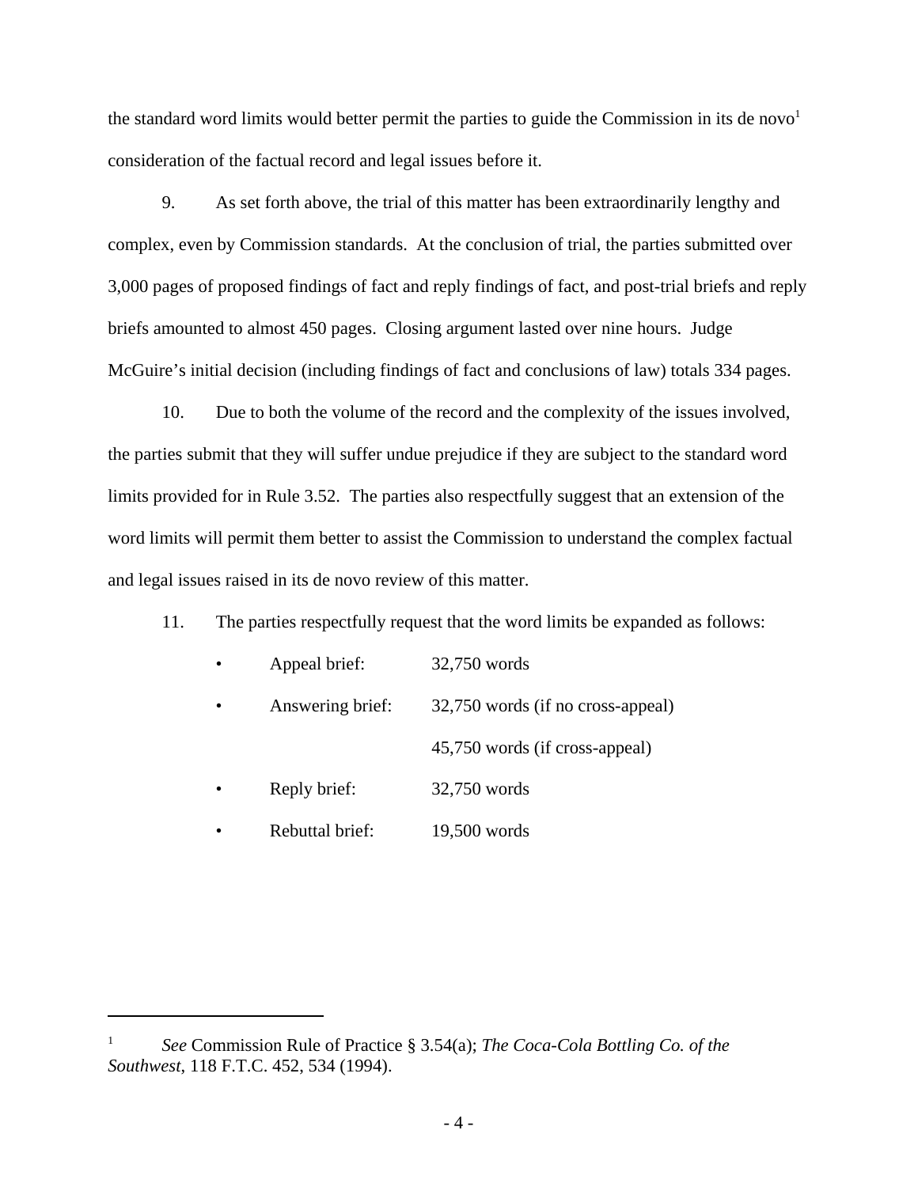the standard word limits would better permit the parties to guide the Commission in its de novo[1] consideration of the factual record and legal issues before it.

9. As set forth above, the trial of this matter has been extraordinarily lengthy and complex, even by Commission standards. At the conclusion of trial, the parties submitted over 3,000 pages of proposed findings of fact and reply findings of fact, and post-trial briefs and reply briefs amounted to almost 450 pages. Closing argument lasted over nine hours. Judge McGuire's initial decision (including findings of fact and conclusions of law) totals 334 pages.

10. Due to both the volume of the record and the complexity of the issues involved, the parties submit that they will suffer undue prejudice if they are subject to the standard word limits provided for in Rule 3.52. The parties also respectfully suggest that an extension of the word limits will permit them better to assist the Commission to understand the complex factual and legal issues raised in its de novo review of this matter.

11. The parties respectfully request that the word limits be expanded as follows:

- Appeal brief: 32,750 words
- Answering brief: 32,750 words (if no cross-appeal)
  45,750 words (if cross-appeal)
- Reply brief: 32,750 words
- Rebuttal brief: 19,500 words

---

[1] *See* Commission Rule of Practice § 3.54(a); *The Coca-Cola Bottling Co. of the Southwest*, 118 F.T.C. 452, 534 (1994).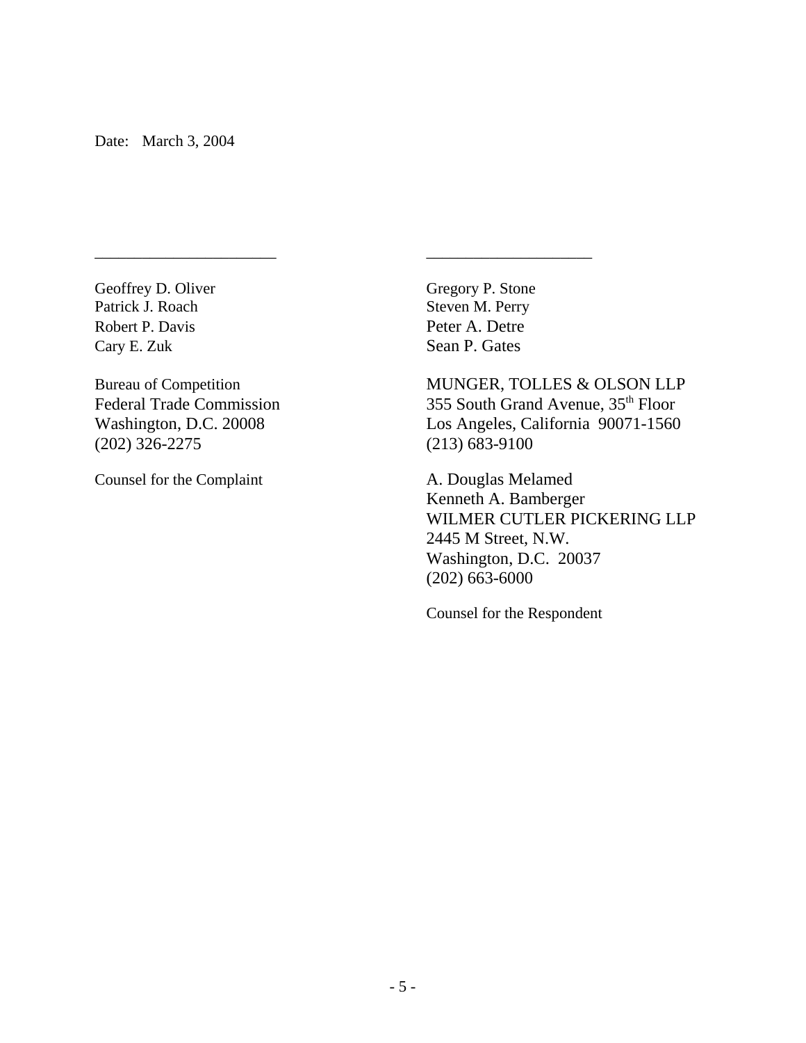Date: March 3, 2004

______________________ ____________________

Geoffrey D. Oliver
Patrick J. Roach
Robert P. Davis
Cary E. Zuk

Bureau of Competition
Federal Trade Commission
Washington, D.C. 20008
(202) 326-2275

Counsel for the Complaint

Gregory P. Stone
Steven M. Perry
Peter A. Detre
Sean P. Gates

MUNGER, TOLLES & OLSON LLP
355 South Grand Avenue, 35th Floor
Los Angeles, California 90071-1560
(213) 683-9100

A. Douglas Melamed
Kenneth A. Bamberger
WILMER CUTLER PICKERING LLP
2445 M Street, N.W.
Washington, D.C. 20037
(202) 663-6000

Counsel for the Respondent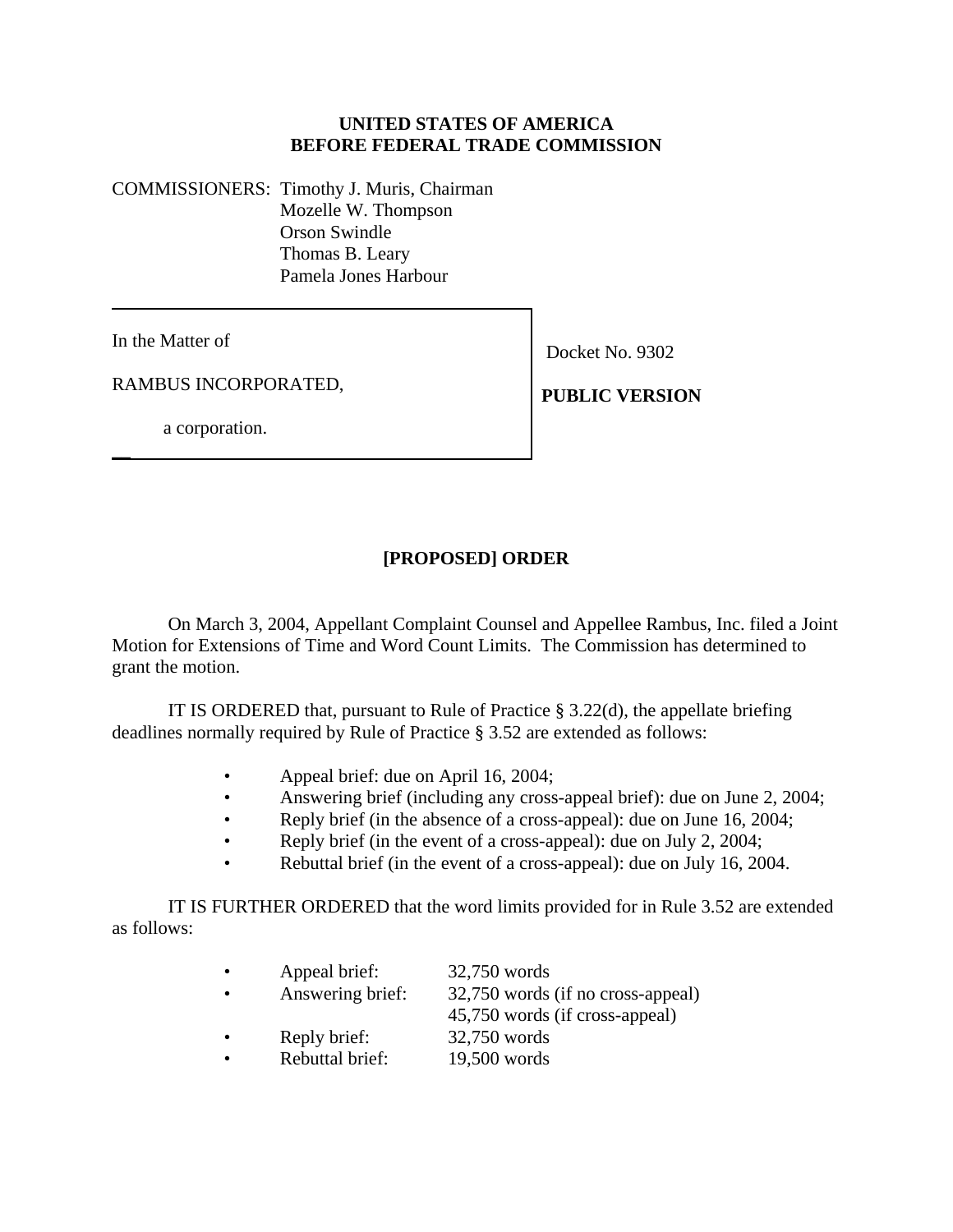**UNITED STATES OF AMERICA**
**BEFORE FEDERAL TRADE COMMISSION**

COMMISSIONERS: Timothy J. Muris, Chairman
Mozelle W. Thompson
Orson Swindle
Thomas B. Leary
Pamela Jones Harbour

| | |
|---|---|
| In the Matter of<br><br>RAMBUS INCORPORATED,<br><br>a corporation. | Docket No. 9302<br><br>**PUBLIC VERSION** |

## [PROPOSED] ORDER

On March 3, 2004, Appellant Complaint Counsel and Appellee Rambus, Inc. filed a Joint Motion for Extensions of Time and Word Count Limits. The Commission has determined to grant the motion.

IT IS ORDERED that, pursuant to Rule of Practice § 3.22(d), the appellate briefing deadlines normally required by Rule of Practice § 3.52 are extended as follows:

- Appeal brief: due on April 16, 2004;
- Answering brief (including any cross-appeal brief): due on June 2, 2004;
- Reply brief (in the absence of a cross-appeal): due on June 16, 2004;
- Reply brief (in the event of a cross-appeal): due on July 2, 2004;
- Rebuttal brief (in the event of a cross-appeal): due on July 16, 2004.

IT IS FURTHER ORDERED that the word limits provided for in Rule 3.52 are extended as follows:

- Appeal brief: 32,750 words
- Answering brief: 32,750 words (if no cross-appeal)
  45,750 words (if cross-appeal)
- Reply brief: 32,750 words
- Rebuttal brief: 19,500 words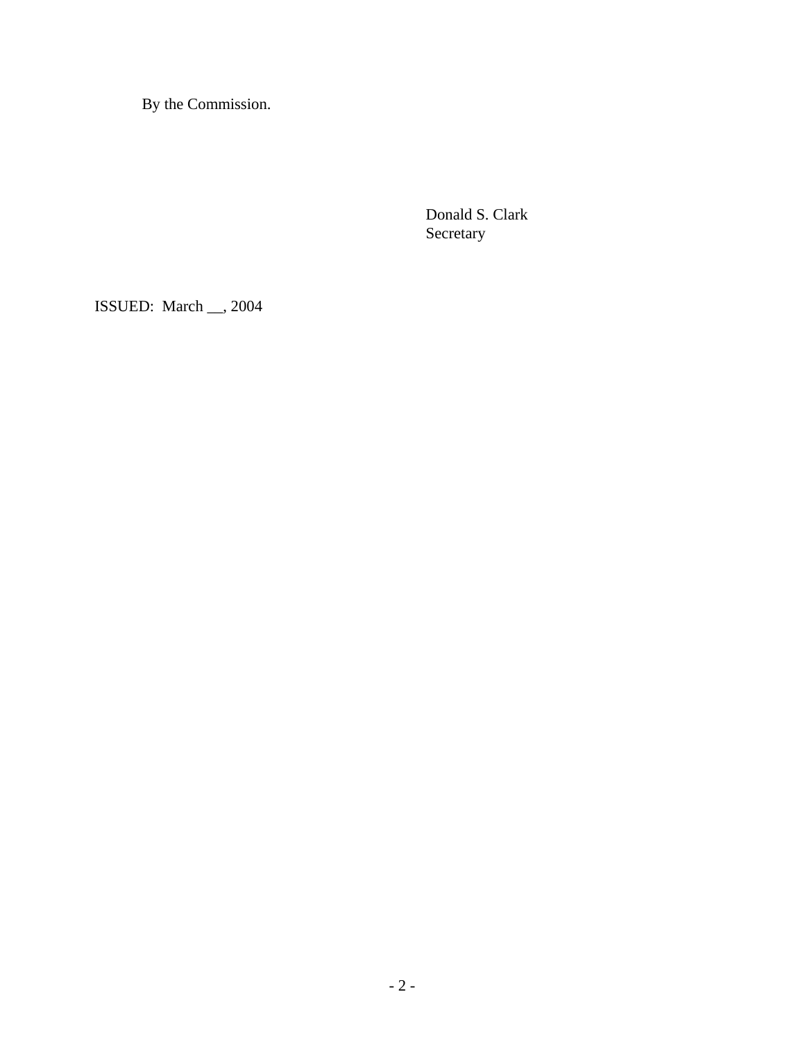By the Commission.

Donald S. Clark
Secretary

ISSUED: March __, 2004